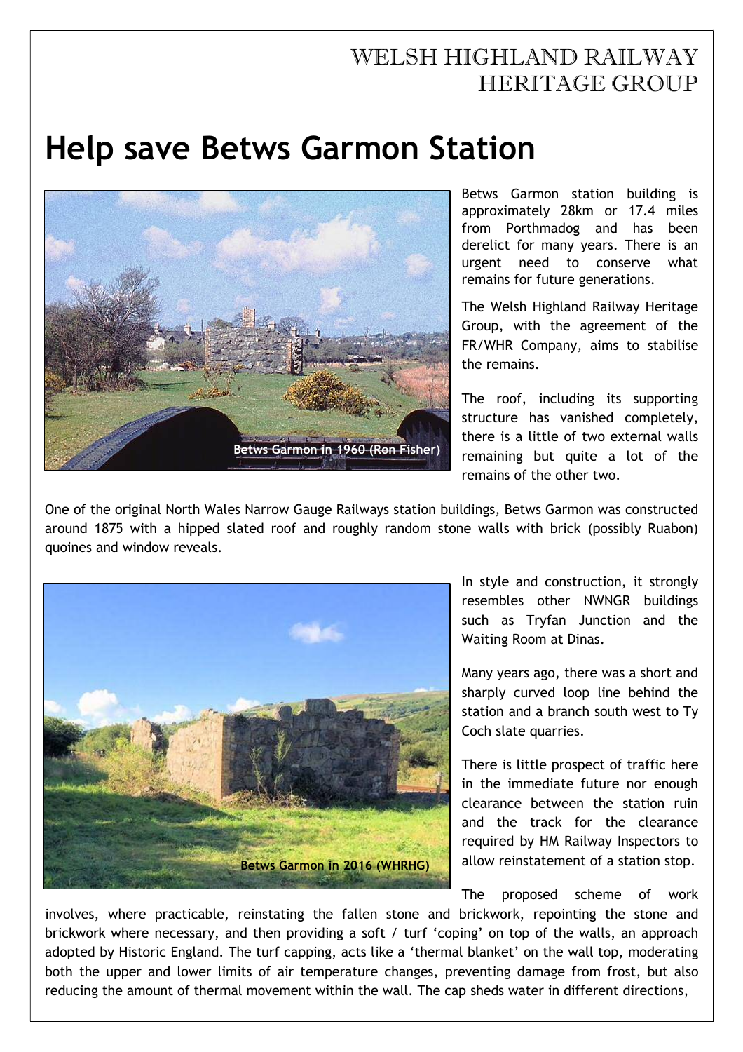WELSH HIGHLAND RAILWAY HERITAGE GROUP

# Help save Betws Garmon Station

Betws Garmon in 1960 (Ron Fisher)

Betws Garmon station building is approximately 28km or 17.4 miles from Porthmadog and has been derelict for many years. There is an urgent need to conserve what remains for future generations.

The Welsh Highland Railway Heritage Group, with the agreement of the FR/WHR Company, aims to stabilise the remains.

The roof, including its supporting structure has vanished completely, there is a little of two external walls remaining but quite a lot of the remains of the other two.

One of the original North Wales Narrow Gauge Railways station buildings, Betws Garmon was constructed around 1875 with a hipped slated roof and roughly random stone walls with brick (possibly Ruabon) quoines and window reveals.

Betws Garmon in 2016 (WHRHG)

In style and construction, it strongly resembles other NWNGR buildings such as Tryfan Junction and the Waiting Room at Dinas.

Many years ago, there was a short and sharply curved loop line behind the station and a branch south west to Ty Coch slate quarries.

There is little prospect of traffic here in the immediate future nor enough clearance between the station ruin and the track for the clearance required by HM Railway Inspectors to allow reinstatement of a station stop.

The proposed scheme of work involves, where practicable, reinstating the fallen stone and brickwork, repointing the stone and brickwork where necessary, and then providing a soft / turf 'coping' on top of the walls, an approach adopted by Historic England. The turf capping, acts like a 'thermal blanket' on the wall top, moderating both the upper and lower limits of air temperature changes, preventing damage from frost, but also reducing the amount of thermal movement within the wall. The cap sheds water in different directions,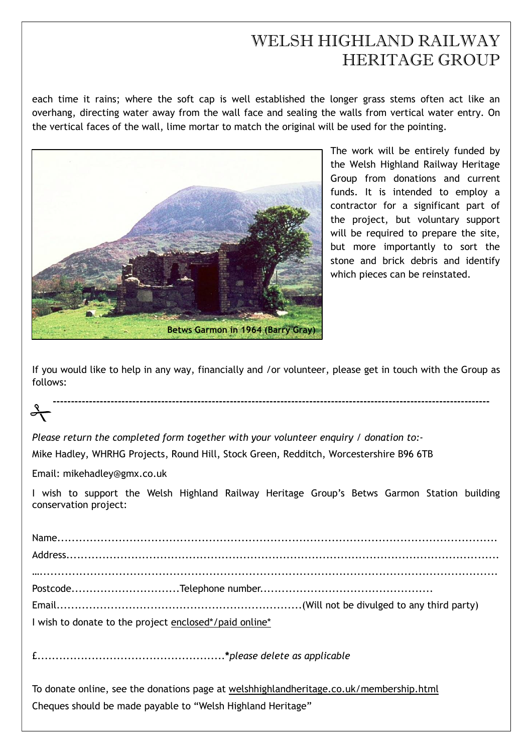# WELSH HIGHLAND RAILWAY HERITAGE GROUP

each time it rains; where the soft cap is well established the longer grass stems often act like an overhang, directing water away from the wall face and sealing the walls from vertical water entry. On the vertical faces of the wall, lime mortar to match the original will be used for the pointing.

**Betws Garmon in 1964 (Barry Gray)**

The work will be entirely funded by the Welsh Highland Railway Heritage Group from donations and current funds. It is intended to employ a contractor for a significant part of the project, but voluntary support will be required to prepare the site, but more importantly to sort the stone and brick debris and identify which pieces can be reinstated.

If you would like to help in any way, financially and /or volunteer, please get in touch with the Group as follows:

---

*Please return the completed form together with your volunteer enquiry / donation to:-*

Mike Hadley, WHRHG Projects, Round Hill, Stock Green, Redditch, Worcestershire B96 6TB

Email: mikehadley@gmx.co.uk

I wish to support the Welsh Highland Railway Heritage Group's Betws Garmon Station building conservation project:

Name.......................................................................................................................

Address...................................................................................................................

….............................................................................................................................

Postcode..............................Telephone number................................................

Email...................................................................(Will not be divulged to any third party)

I wish to donate to the project enclosed*/paid online*

£...................................................*please delete as applicable*

To donate online, see the donations page at welshhighlandheritage.co.uk/membership.html

Cheques should be made payable to "Welsh Highland Heritage"